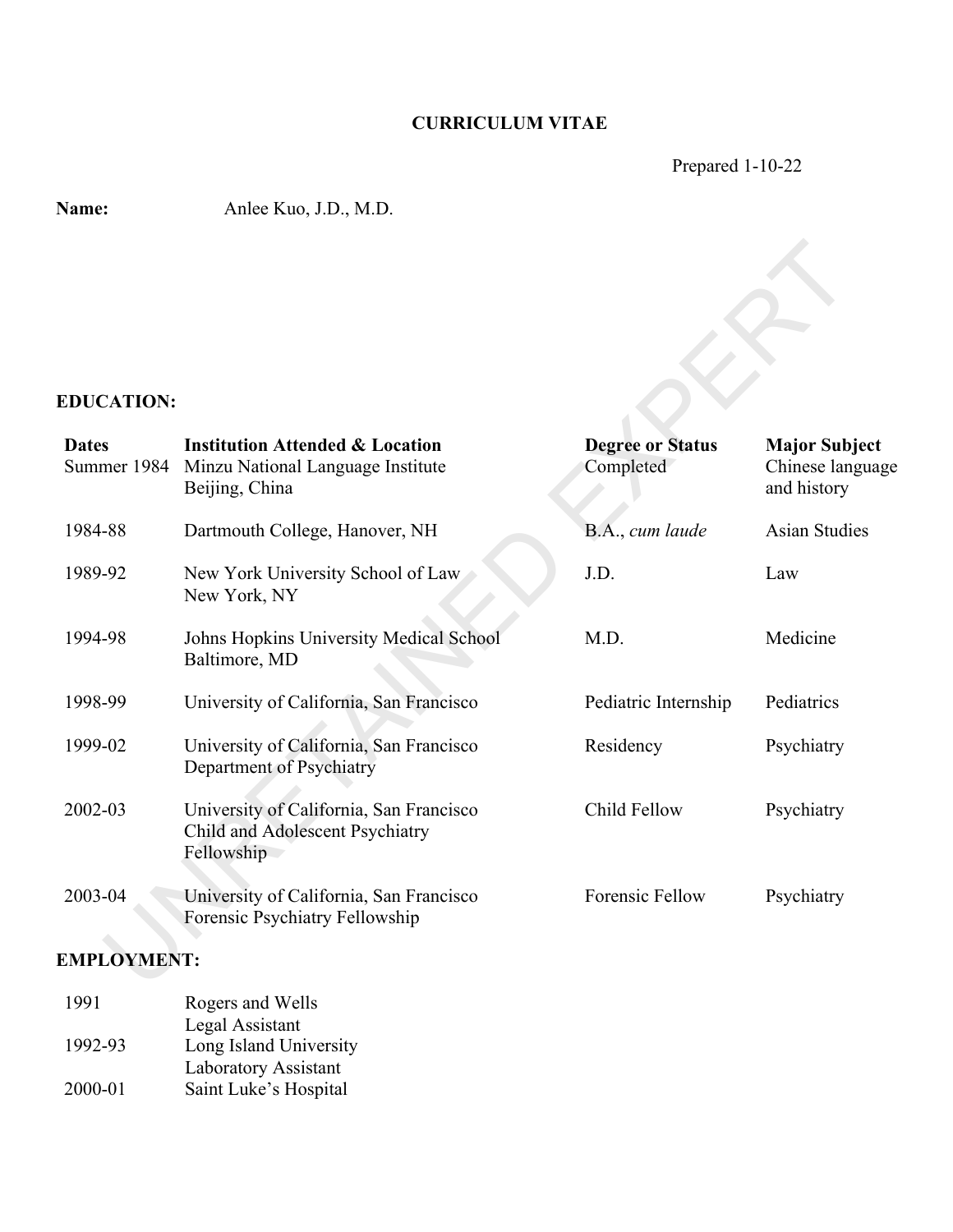# CURRICULUM VITAE

Prepared 1-10-22

**Name:** Anlee Kuo, J.D., M.D.

## EDUCATION:

| Dates | Institution Attended & Location | Degree or Status | Major Subject |
|---|---|---|---|
| Summer 1984 | Minzu National Language Institute Beijing, China | Completed | Chinese language and history |
| 1984-88 | Dartmouth College, Hanover, NH | B.A., *cum laude* | Asian Studies |
| 1989-92 | New York University School of Law New York, NY | J.D. | Law |
| 1994-98 | Johns Hopkins University Medical School Baltimore, MD | M.D. | Medicine |
| 1998-99 | University of California, San Francisco | Pediatric Internship | Pediatrics |
| 1999-02 | University of California, San Francisco Department of Psychiatry | Residency | Psychiatry |
| 2002-03 | University of California, San Francisco Child and Adolescent Psychiatry Fellowship | Child Fellow | Psychiatry |
| 2003-04 | University of California, San Francisco Forensic Psychiatry Fellowship | Forensic Fellow | Psychiatry |

## EMPLOYMENT:

| | |
|---|---|
| 1991 | Rogers and Wells<br>Legal Assistant |
| 1992-93 | Long Island University<br>Laboratory Assistant |
| 2000-01 | Saint Luke's Hospital |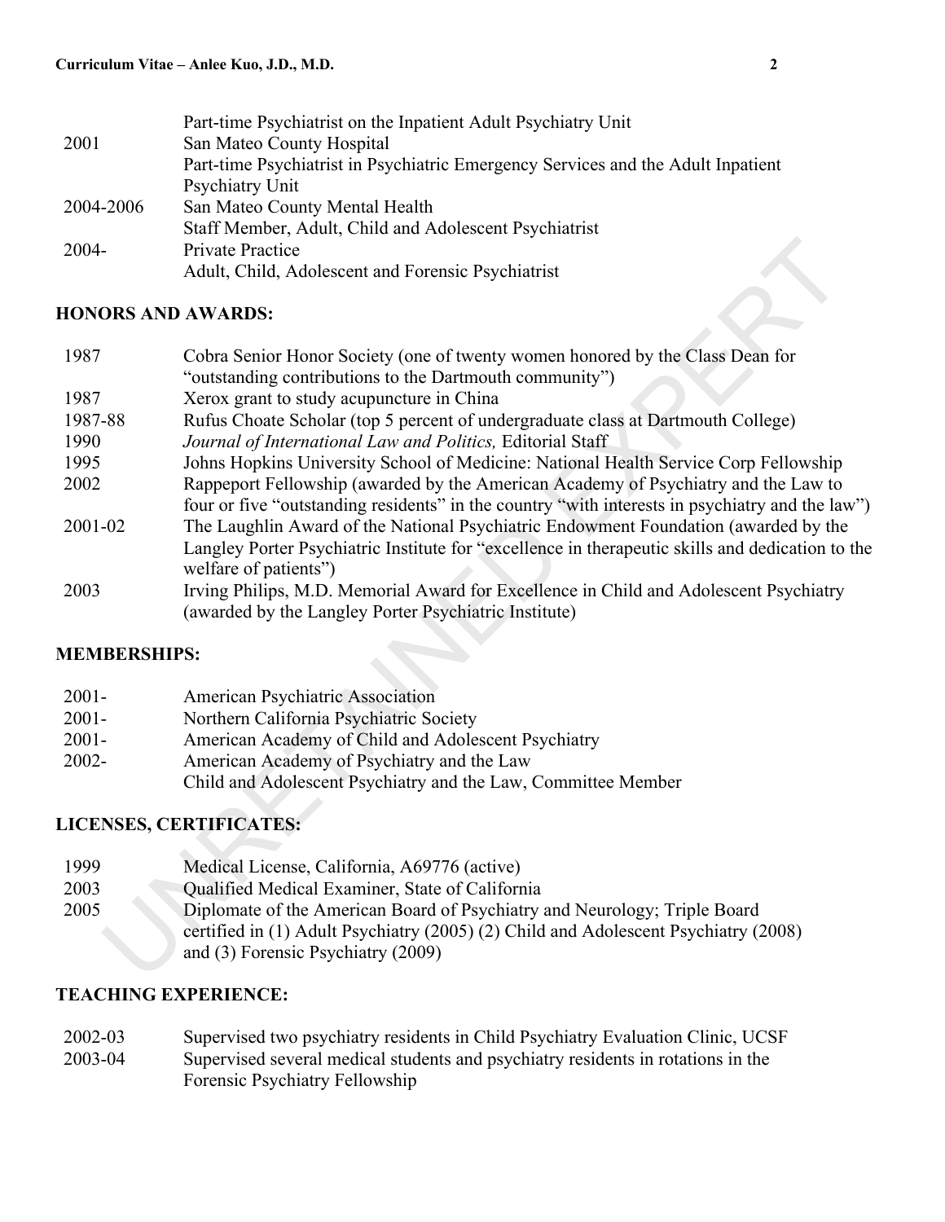| | |
|---|---|
| | Part-time Psychiatrist on the Inpatient Adult Psychiatry Unit |
| 2001 | San Mateo County Hospital<br>Part-time Psychiatrist in Psychiatric Emergency Services and the Adult Inpatient Psychiatry Unit |
| 2004-2006 | San Mateo County Mental Health<br>Staff Member, Adult, Child and Adolescent Psychiatrist |
| 2004- | Private Practice<br>Adult, Child, Adolescent and Forensic Psychiatrist |

## HONORS AND AWARDS:

| | |
|---|---|
| 1987 | Cobra Senior Honor Society (one of twenty women honored by the Class Dean for "outstanding contributions to the Dartmouth community") |
| 1987 | Xerox grant to study acupuncture in China |
| 1987-88 | Rufus Choate Scholar (top 5 percent of undergraduate class at Dartmouth College) |
| 1990 | *Journal of International Law and Politics,* Editorial Staff |
| 1995 | Johns Hopkins University School of Medicine: National Health Service Corp Fellowship |
| 2002 | Rappeport Fellowship (awarded by the American Academy of Psychiatry and the Law to four or five "outstanding residents" in the country "with interests in psychiatry and the law") |
| 2001-02 | The Laughlin Award of the National Psychiatric Endowment Foundation (awarded by the Langley Porter Psychiatric Institute for "excellence in therapeutic skills and dedication to the welfare of patients") |
| 2003 | Irving Philips, M.D. Memorial Award for Excellence in Child and Adolescent Psychiatry (awarded by the Langley Porter Psychiatric Institute) |

## MEMBERSHIPS:

| | |
|---|---|
| 2001- | American Psychiatric Association |
| 2001- | Northern California Psychiatric Society |
| 2001- | American Academy of Child and Adolescent Psychiatry |
| 2002- | American Academy of Psychiatry and the Law<br>Child and Adolescent Psychiatry and the Law, Committee Member |

## LICENSES, CERTIFICATES:

| | |
|---|---|
| 1999 | Medical License, California, A69776 (active) |
| 2003 | Qualified Medical Examiner, State of California |
| 2005 | Diplomate of the American Board of Psychiatry and Neurology; Triple Board certified in (1) Adult Psychiatry (2005) (2) Child and Adolescent Psychiatry (2008) and (3) Forensic Psychiatry (2009) |

## TEACHING EXPERIENCE:

| | |
|---|---|
| 2002-03 | Supervised two psychiatry residents in Child Psychiatry Evaluation Clinic, UCSF |
| 2003-04 | Supervised several medical students and psychiatry residents in rotations in the Forensic Psychiatry Fellowship |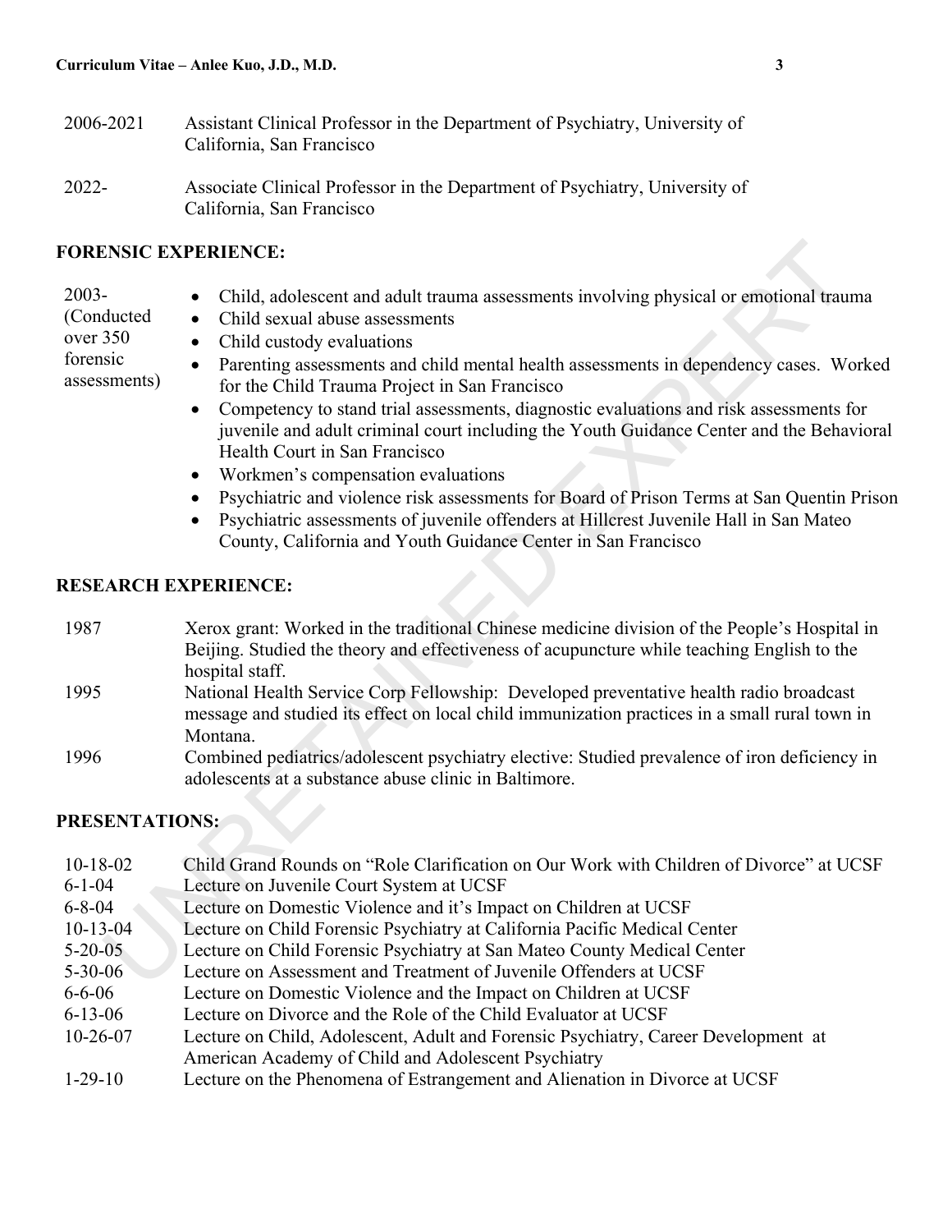| | |
|---|---|
| 2006-2021 | Assistant Clinical Professor in the Department of Psychiatry, University of California, San Francisco |
| 2022- | Associate Clinical Professor in the Department of Psychiatry, University of California, San Francisco |

## FORENSIC EXPERIENCE:

2003- (Conducted over 350 forensic assessments)

- Child, adolescent and adult trauma assessments involving physical or emotional trauma
- Child sexual abuse assessments
- Child custody evaluations
- Parenting assessments and child mental health assessments in dependency cases. Worked for the Child Trauma Project in San Francisco
- Competency to stand trial assessments, diagnostic evaluations and risk assessments for juvenile and adult criminal court including the Youth Guidance Center and the Behavioral Health Court in San Francisco
- Workmen's compensation evaluations
- Psychiatric and violence risk assessments for Board of Prison Terms at San Quentin Prison
- Psychiatric assessments of juvenile offenders at Hillcrest Juvenile Hall in San Mateo County, California and Youth Guidance Center in San Francisco

## RESEARCH EXPERIENCE:

| | |
|---|---|
| 1987 | Xerox grant: Worked in the traditional Chinese medicine division of the People's Hospital in Beijing. Studied the theory and effectiveness of acupuncture while teaching English to the hospital staff. |
| 1995 | National Health Service Corp Fellowship: Developed preventative health radio broadcast message and studied its effect on local child immunization practices in a small rural town in Montana. |
| 1996 | Combined pediatrics/adolescent psychiatry elective: Studied prevalence of iron deficiency in adolescents at a substance abuse clinic in Baltimore. |

## PRESENTATIONS:

| | |
|---|---|
| 10-18-02 | Child Grand Rounds on "Role Clarification on Our Work with Children of Divorce" at UCSF |
| 6-1-04 | Lecture on Juvenile Court System at UCSF |
| 6-8-04 | Lecture on Domestic Violence and it's Impact on Children at UCSF |
| 10-13-04 | Lecture on Child Forensic Psychiatry at California Pacific Medical Center |
| 5-20-05 | Lecture on Child Forensic Psychiatry at San Mateo County Medical Center |
| 5-30-06 | Lecture on Assessment and Treatment of Juvenile Offenders at UCSF |
| 6-6-06 | Lecture on Domestic Violence and the Impact on Children at UCSF |
| 6-13-06 | Lecture on Divorce and the Role of the Child Evaluator at UCSF |
| 10-26-07 | Lecture on Child, Adolescent, Adult and Forensic Psychiatry, Career Development at American Academy of Child and Adolescent Psychiatry |
| 1-29-10 | Lecture on the Phenomena of Estrangement and Alienation in Divorce at UCSF |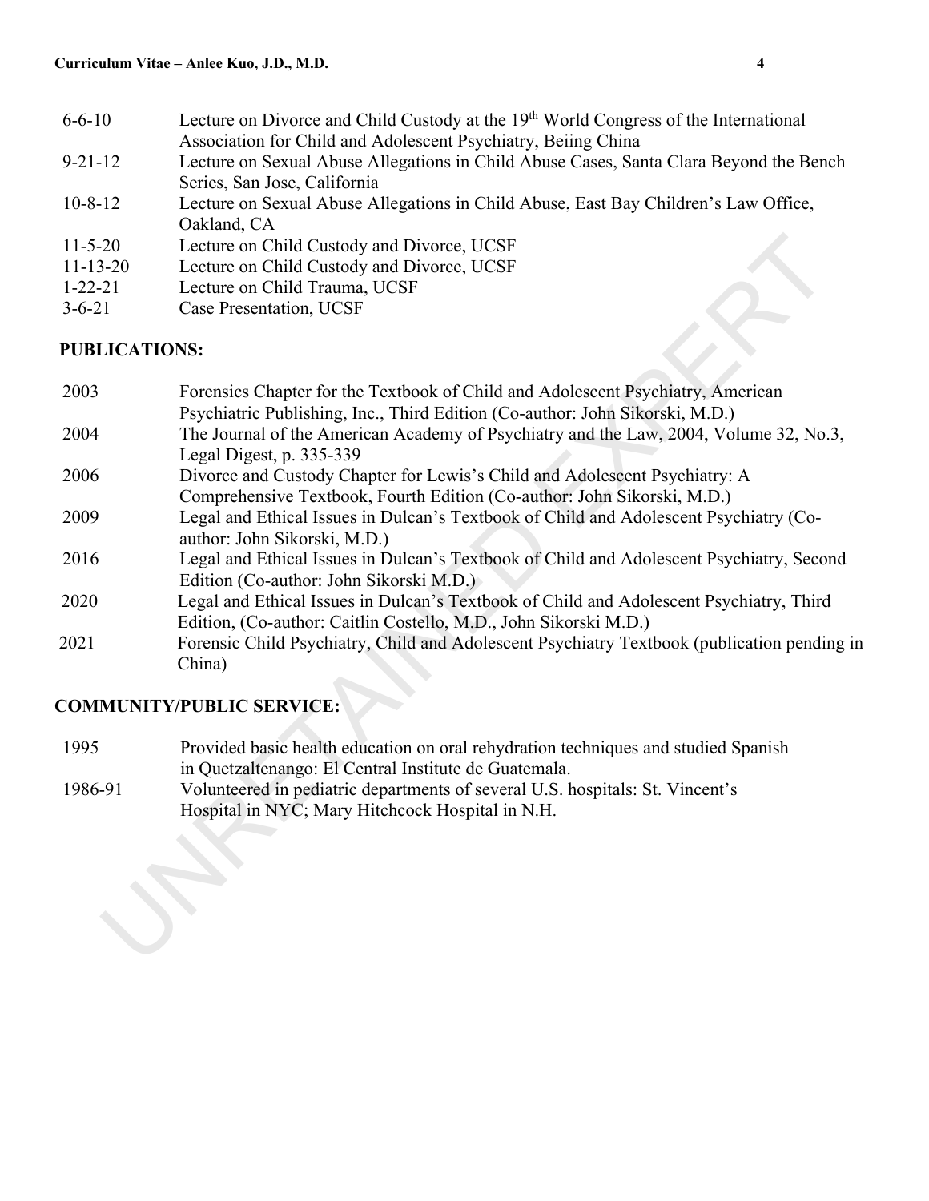| | |
|---|---|
| 6-6-10 | Lecture on Divorce and Child Custody at the 19th World Congress of the International Association for Child and Adolescent Psychiatry, Beiing China |
| 9-21-12 | Lecture on Sexual Abuse Allegations in Child Abuse Cases, Santa Clara Beyond the Bench Series, San Jose, California |
| 10-8-12 | Lecture on Sexual Abuse Allegations in Child Abuse, East Bay Children's Law Office, Oakland, CA |
| 11-5-20 | Lecture on Child Custody and Divorce, UCSF |
| 11-13-20 | Lecture on Child Custody and Divorce, UCSF |
| 1-22-21 | Lecture on Child Trauma, UCSF |
| 3-6-21 | Case Presentation, UCSF |

## PUBLICATIONS:

| | |
|---|---|
| 2003 | Forensics Chapter for the Textbook of Child and Adolescent Psychiatry, American Psychiatric Publishing, Inc., Third Edition (Co-author: John Sikorski, M.D.) |
| 2004 | The Journal of the American Academy of Psychiatry and the Law, 2004, Volume 32, No.3, Legal Digest, p. 335-339 |
| 2006 | Divorce and Custody Chapter for Lewis's Child and Adolescent Psychiatry: A Comprehensive Textbook, Fourth Edition (Co-author: John Sikorski, M.D.) |
| 2009 | Legal and Ethical Issues in Dulcan's Textbook of Child and Adolescent Psychiatry (Co-author: John Sikorski, M.D.) |
| 2016 | Legal and Ethical Issues in Dulcan's Textbook of Child and Adolescent Psychiatry, Second Edition (Co-author: John Sikorski M.D.) |
| 2020 | Legal and Ethical Issues in Dulcan's Textbook of Child and Adolescent Psychiatry, Third Edition, (Co-author: Caitlin Costello, M.D., John Sikorski M.D.) |
| 2021 | Forensic Child Psychiatry, Child and Adolescent Psychiatry Textbook (publication pending in China) |

## COMMUNITY/PUBLIC SERVICE:

| | |
|---|---|
| 1995 | Provided basic health education on oral rehydration techniques and studied Spanish in Quetzaltenango: El Central Institute de Guatemala. |
| 1986-91 | Volunteered in pediatric departments of several U.S. hospitals: St. Vincent's Hospital in NYC; Mary Hitchcock Hospital in N.H. |